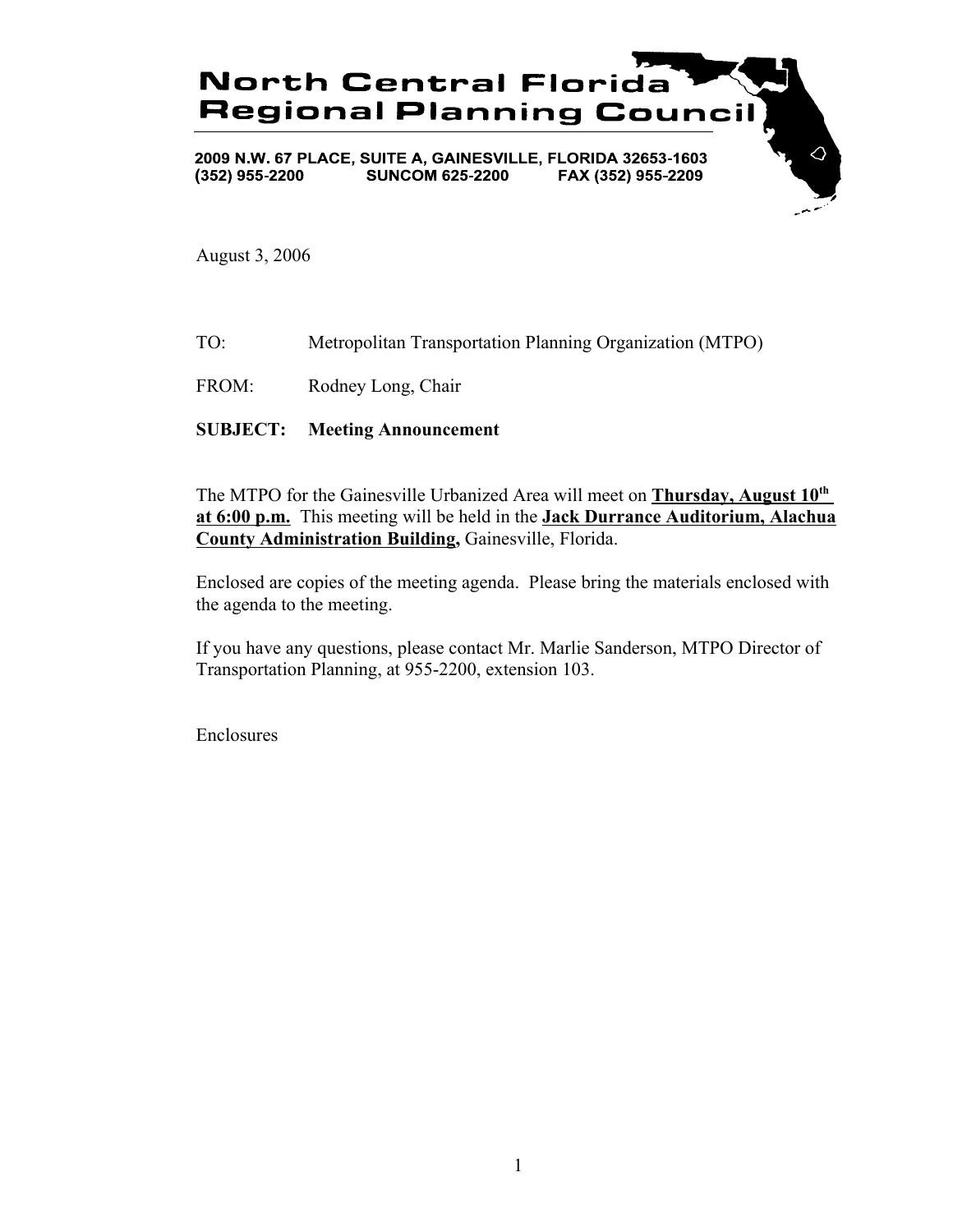# North Central Florida Regional Planning Council

**2009 N.W. 67 PLACE, SUITE A, GAINESVILLE, FLORIDA 32653-1603**
**(352) 955-2200 SUNCOM 625-2200 FAX (352) 955-2209**

August 3, 2006

TO: Metropolitan Transportation Planning Organization (MTPO)

FROM: Rodney Long, Chair

**SUBJECT: Meeting Announcement**

The MTPO for the Gainesville Urbanized Area will meet on **Thursday, August 10th at 6:00 p.m.** This meeting will be held in the **Jack Durrance Auditorium, Alachua County Administration Building,** Gainesville, Florida.

Enclosed are copies of the meeting agenda. Please bring the materials enclosed with the agenda to the meeting.

If you have any questions, please contact Mr. Marlie Sanderson, MTPO Director of Transportation Planning, at 955-2200, extension 103.

Enclosures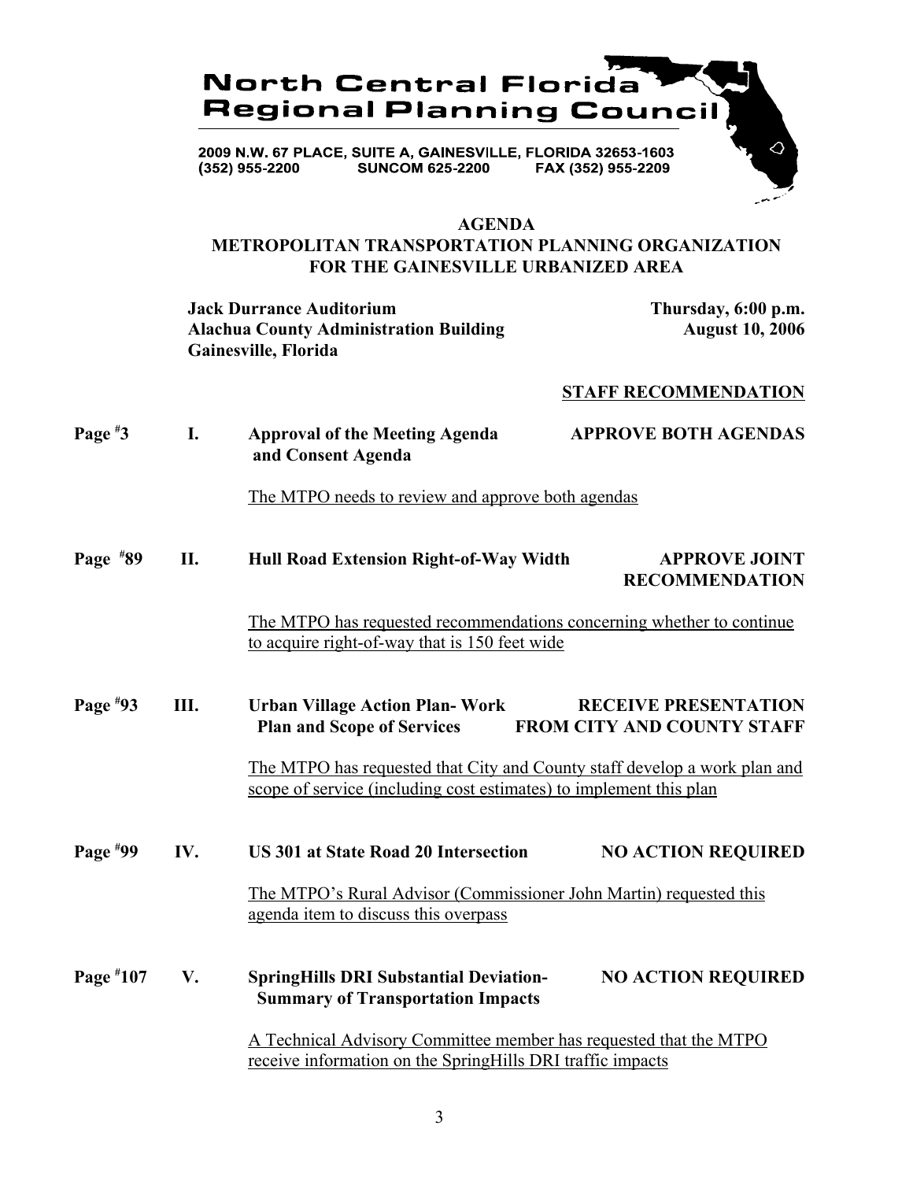**North Central Florida Regional Planning Council**

2009 N.W. 67 PLACE, SUITE A, GAINESVILLE, FLORIDA 32653-1603
(352) 955-2200 SUNCOM 625-2200 FAX (352) 955-2209

# AGENDA
## METROPOLITAN TRANSPORTATION PLANNING ORGANIZATION FOR THE GAINESVILLE URBANIZED AREA

**Jack Durrance Auditorium**
**Alachua County Administration Building**
**Gainesville, Florida**

**Thursday, 6:00 p.m.**
**August 10, 2006**

**STAFF RECOMMENDATION**

**Page #3 I. Approval of the Meeting Agenda and Consent Agenda** — **APPROVE BOTH AGENDAS**

The MTPO needs to review and approve both agendas

**Page #89 II. Hull Road Extension Right-of-Way Width** — **APPROVE JOINT RECOMMENDATION**

The MTPO has requested recommendations concerning whether to continue to acquire right-of-way that is 150 feet wide

**Page #93 III. Urban Village Action Plan- Work Plan and Scope of Services** — **RECEIVE PRESENTATION FROM CITY AND COUNTY STAFF**

The MTPO has requested that City and County staff develop a work plan and scope of service (including cost estimates) to implement this plan

**Page #99 IV. US 301 at State Road 20 Intersection** — **NO ACTION REQUIRED**

The MTPO's Rural Advisor (Commissioner John Martin) requested this agenda item to discuss this overpass

**Page #107 V. SpringHills DRI Substantial Deviation- Summary of Transportation Impacts** — **NO ACTION REQUIRED**

A Technical Advisory Committee member has requested that the MTPO receive information on the SpringHills DRI traffic impacts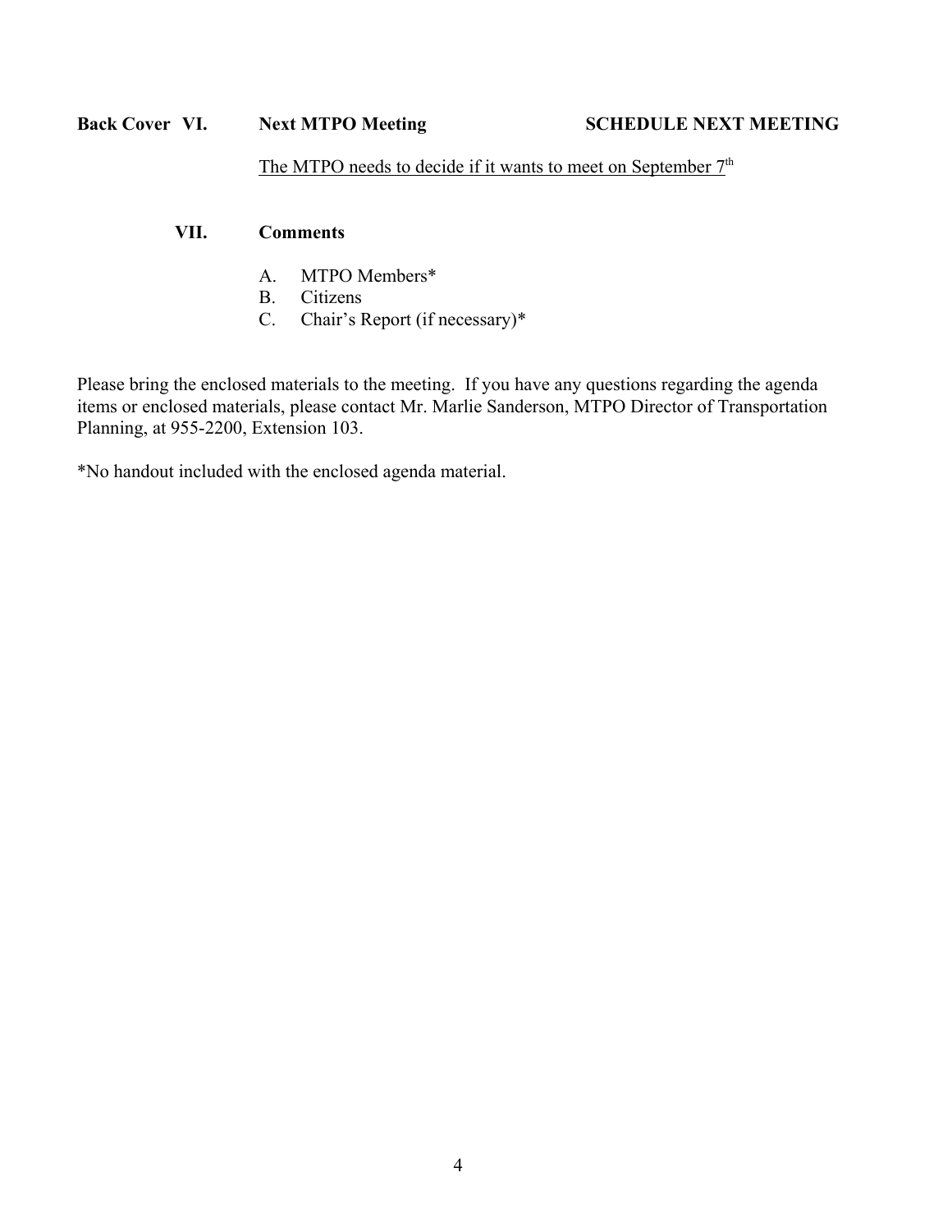**Back Cover VI. Next MTPO Meeting** **SCHEDULE NEXT MEETING**

The MTPO needs to decide if it wants to meet on September 7th

**VII. Comments**

A. MTPO Members*
B. Citizens
C. Chair's Report (if necessary)*

Please bring the enclosed materials to the meeting. If you have any questions regarding the agenda items or enclosed materials, please contact Mr. Marlie Sanderson, MTPO Director of Transportation Planning, at 955-2200, Extension 103.

*No handout included with the enclosed agenda material.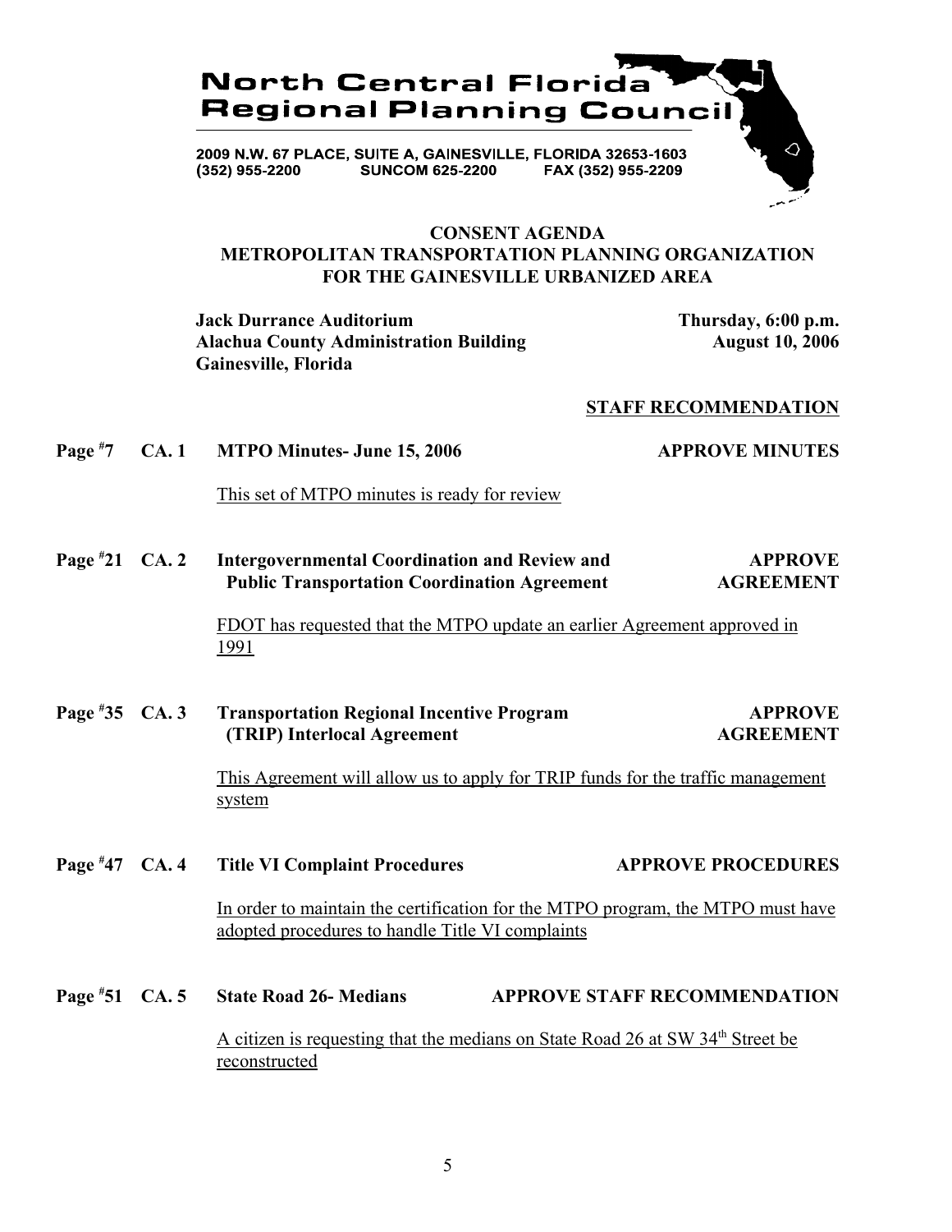# North Central Florida Regional Planning Council

2009 N.W. 67 PLACE, SUITE A, GAINESVILLE, FLORIDA 32653-1603
(352) 955-2200 SUNCOM 625-2200 FAX (352) 955-2209

## CONSENT AGENDA
## METROPOLITAN TRANSPORTATION PLANNING ORGANIZATION FOR THE GAINESVILLE URBANIZED AREA

**Jack Durrance Auditorium**
**Alachua County Administration Building**
**Gainesville, Florida**

**Thursday, 6:00 p.m.**
**August 10, 2006**

**STAFF RECOMMENDATION**

**Page #7 CA. 1 MTPO Minutes- June 15, 2006** — **APPROVE MINUTES**

This set of MTPO minutes is ready for review

**Page #21 CA. 2 Intergovernmental Coordination and Review and Public Transportation Coordination Agreement** — **APPROVE AGREEMENT**

FDOT has requested that the MTPO update an earlier Agreement approved in 1991

**Page #35 CA. 3 Transportation Regional Incentive Program (TRIP) Interlocal Agreement** — **APPROVE AGREEMENT**

This Agreement will allow us to apply for TRIP funds for the traffic management system

**Page #47 CA. 4 Title VI Complaint Procedures** — **APPROVE PROCEDURES**

In order to maintain the certification for the MTPO program, the MTPO must have adopted procedures to handle Title VI complaints

**Page #51 CA. 5 State Road 26- Medians** — **APPROVE STAFF RECOMMENDATION**

A citizen is requesting that the medians on State Road 26 at SW 34th Street be reconstructed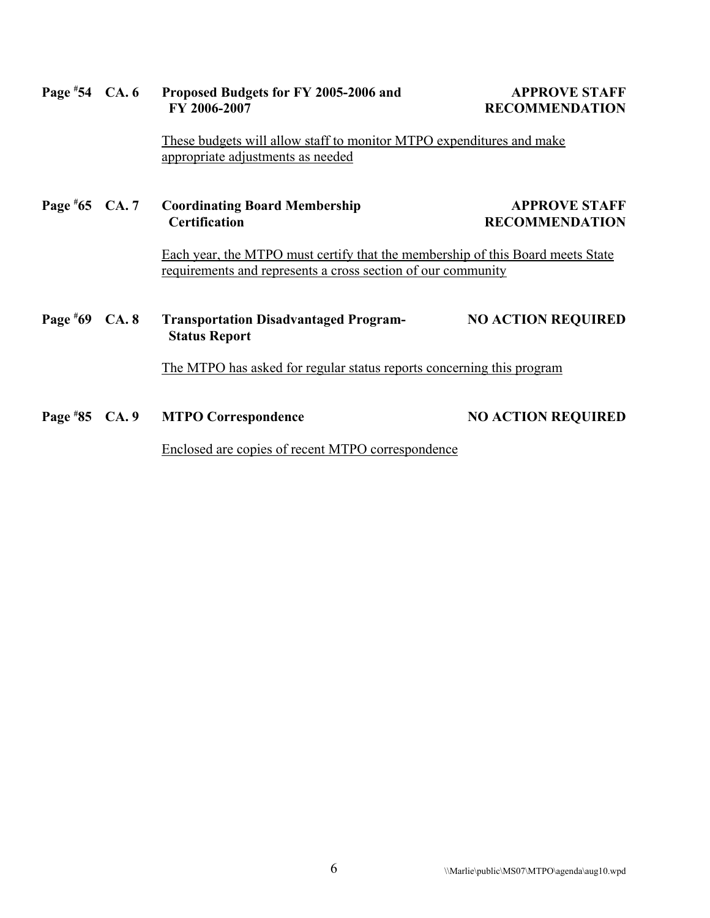**Page #54 CA. 6 Proposed Budgets for FY 2005-2006 and FY 2006-2007** **APPROVE STAFF RECOMMENDATION**

These budgets will allow staff to monitor MTPO expenditures and make appropriate adjustments as needed

**Page #65 CA. 7 Coordinating Board Membership Certification** **APPROVE STAFF RECOMMENDATION**

Each year, the MTPO must certify that the membership of this Board meets State requirements and represents a cross section of our community

**Page #69 CA. 8 Transportation Disadvantaged Program- Status Report** **NO ACTION REQUIRED**

The MTPO has asked for regular status reports concerning this program

**Page #85 CA. 9 MTPO Correspondence** **NO ACTION REQUIRED**

Enclosed are copies of recent MTPO correspondence